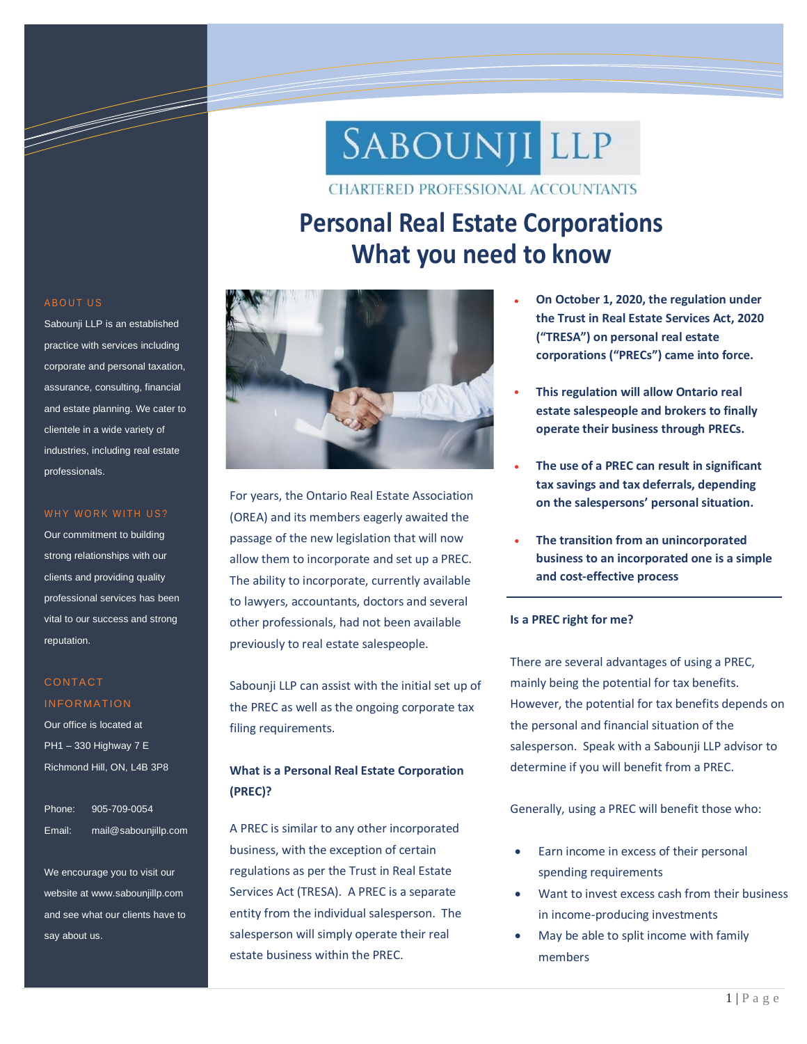SABOUNJI LLP

CHARTERED PROFESSIONAL ACCOUNTANTS

# Personal Real Estate Corporations What you need to know

For years, the Ontario Real Estate Association (OREA) and its members eagerly awaited the passage of the new legislation that will now allow them to incorporate and set up a PREC. The ability to incorporate, currently available to lawyers, accountants, doctors and several other professionals, had not been available previously to real estate salespeople.

Sabounji LLP can assist with the initial set up of the PREC as well as the ongoing corporate tax filing requirements.

### What is a Personal Real Estate Corporation (PREC)?

A PREC is similar to any other incorporated business, with the exception of certain regulations as per the Trust in Real Estate Services Act (TRESA). A PREC is a separate entity from the individual salesperson. The salesperson will simply operate their real estate business within the PREC.

- **On October 1, 2020, the regulation under the Trust in Real Estate Services Act, 2020 ("TRESA") on personal real estate corporations ("PRECs") came into force.**
- **This regulation will allow Ontario real estate salespeople and brokers to finally operate their business through PRECs.**
- **The use of a PREC can result in significant tax savings and tax deferrals, depending on the salespersons' personal situation.**
- **The transition from an unincorporated business to an incorporated one is a simple and cost-effective process**

### Is a PREC right for me?

There are several advantages of using a PREC, mainly being the potential for tax benefits. However, the potential for tax benefits depends on the personal and financial situation of the salesperson. Speak with a Sabounji LLP advisor to determine if you will benefit from a PREC.

Generally, using a PREC will benefit those who:

- Earn income in excess of their personal spending requirements
- Want to invest excess cash from their business in income-producing investments
- May be able to split income with family members

## ABOUT US

Sabounji LLP is an established practice with services including corporate and personal taxation, assurance, consulting, financial and estate planning. We cater to clientele in a wide variety of industries, including real estate professionals.

## WHY WORK WITH US?

Our commitment to building strong relationships with our clients and providing quality professional services has been vital to our success and strong reputation.

## CONTACT INFORMATION

Our office is located at
PH1 – 330 Highway 7 E
Richmond Hill, ON, L4B 3P8

Phone: 905-709-0054
Email: mail@sabounjillp.com

We encourage you to visit our website at www.sabounjillp.com and see what our clients have to say about us.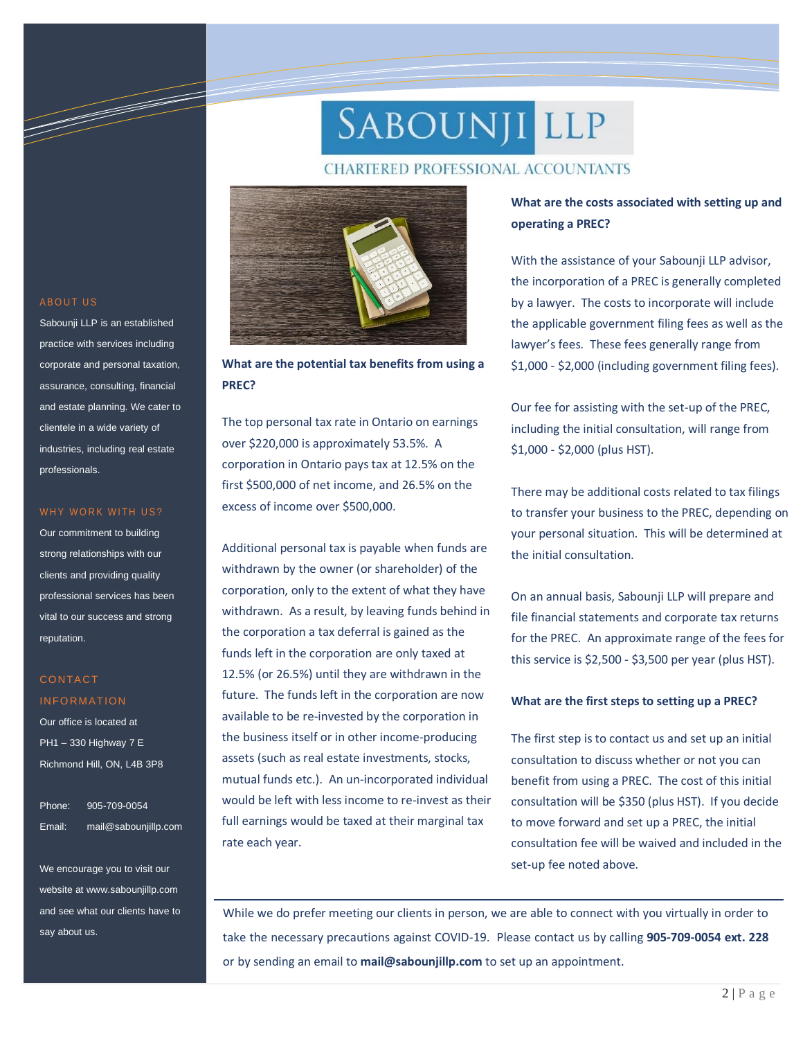# SABOUNJI LLP

CHARTERED PROFESSIONAL ACCOUNTANTS

**What are the potential tax benefits from using a PREC?**

The top personal tax rate in Ontario on earnings over $220,000 is approximately 53.5%. A corporation in Ontario pays tax at 12.5% on the first $500,000 of net income, and 26.5% on the excess of income over $500,000.

Additional personal tax is payable when funds are withdrawn by the owner (or shareholder) of the corporation, only to the extent of what they have withdrawn. As a result, by leaving funds behind in the corporation a tax deferral is gained as the funds left in the corporation are only taxed at 12.5% (or 26.5%) until they are withdrawn in the future. The funds left in the corporation are now available to be re-invested by the corporation in the business itself or in other income-producing assets (such as real estate investments, stocks, mutual funds etc.). An un-incorporated individual would be left with less income to re-invest as their full earnings would be taxed at their marginal tax rate each year.

**What are the costs associated with setting up and operating a PREC?**

With the assistance of your Sabounji LLP advisor, the incorporation of a PREC is generally completed by a lawyer. The costs to incorporate will include the applicable government filing fees as well as the lawyer's fees. These fees generally range from $1,000 - $2,000 (including government filing fees).

Our fee for assisting with the set-up of the PREC, including the initial consultation, will range from $1,000 - $2,000 (plus HST).

There may be additional costs related to tax filings to transfer your business to the PREC, depending on your personal situation. This will be determined at the initial consultation.

On an annual basis, Sabounji LLP will prepare and file financial statements and corporate tax returns for the PREC. An approximate range of the fees for this service is $2,500 - $3,500 per year (plus HST).

**What are the first steps to setting up a PREC?**

The first step is to contact us and set up an initial consultation to discuss whether or not you can benefit from using a PREC. The cost of this initial consultation will be $350 (plus HST). If you decide to move forward and set up a PREC, the initial consultation fee will be waived and included in the set-up fee noted above.

While we do prefer meeting our clients in person, we are able to connect with you virtually in order to take the necessary precautions against COVID-19. Please contact us by calling **905-709-0054 ext. 228** or by sending an email to **mail@sabounjillp.com** to set up an appointment.

### ABOUT US

Sabounji LLP is an established practice with services including corporate and personal taxation, assurance, consulting, financial and estate planning. We cater to clientele in a wide variety of industries, including real estate professionals.

### WHY WORK WITH US?

Our commitment to building strong relationships with our clients and providing quality professional services has been vital to our success and strong reputation.

### CONTACT INFORMATION

Our office is located at
PH1 – 330 Highway 7 E
Richmond Hill, ON, L4B 3P8

Phone: 905-709-0054
Email: mail@sabounjillp.com

We encourage you to visit our website at www.sabounjillp.com and see what our clients have to say about us.